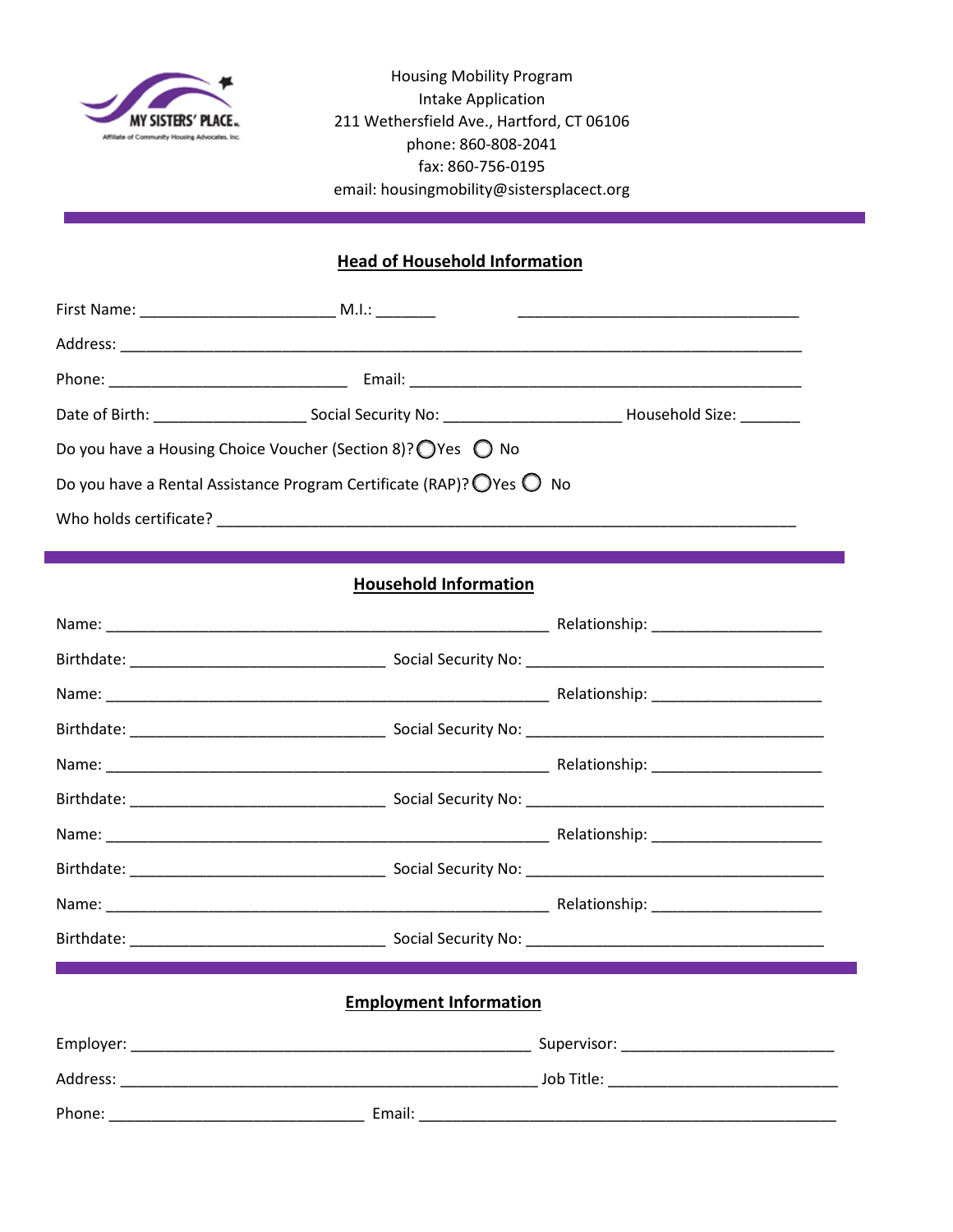MY SISTERS' PLACE

Affiliate of Community Housing Advocates, Inc.

Housing Mobility Program
Intake Application
211 Wethersfield Ave., Hartford, CT 06106
phone: 860-808-2041
fax: 860-756-0195
email: housingmobility@sistersplacect.org

## Head of Household Information

First Name: ______________________ M.I.: _______ _________________________________

Address: ____________________________________________________________________________

Phone: ___________________________ Email: ____________________________________________

Date of Birth: _________________ Social Security No: ____________________ Household Size: _______

Do you have a Housing Choice Voucher (Section 8)? ◯ Yes ◯ No

Do you have a Rental Assistance Program Certificate (RAP)? ◯ Yes ◯ No

Who holds certificate? __________________________________________________________________

## Household Information

Name: _________________________________________________ Relationship: ___________________

Birthdate: ____________________________ Social Security No: _________________________________

Name: _________________________________________________ Relationship: ___________________

Birthdate: ____________________________ Social Security No: _________________________________

Name: _________________________________________________ Relationship: ___________________

Birthdate: ____________________________ Social Security No: _________________________________

Name: _________________________________________________ Relationship: ___________________

Birthdate: ____________________________ Social Security No: _________________________________

Name: _________________________________________________ Relationship: ___________________

Birthdate: ____________________________ Social Security No: _________________________________

## Employment Information

Employer: ____________________________________________ Supervisor: _______________________

Address: ______________________________________________ Job Title: _________________________

Phone: ____________________________ Email: _______________________________________________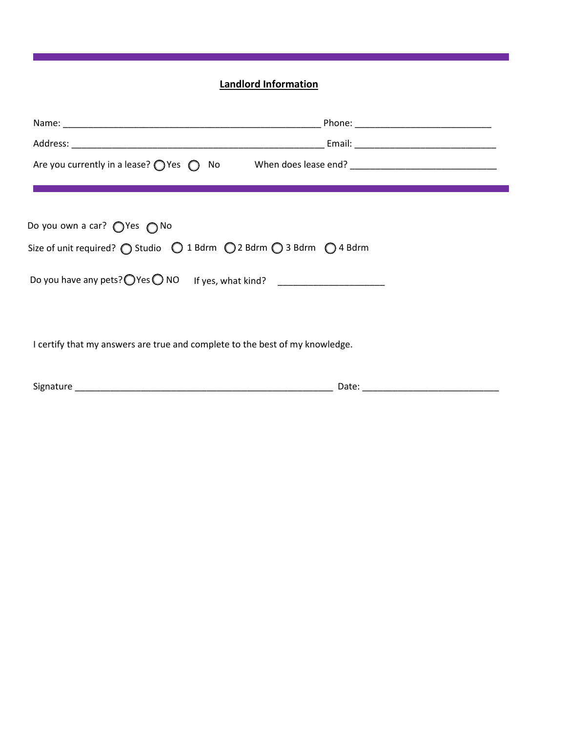---

**Landlord Information**

Name: ____________________________________________________ Phone: ___________________________

Address: ___________________________________________________ Email: ____________________________

Are you currently in a lease? ◯ Yes ◯ No When does lease end? ______________________________

---

Do you own a car? ◯ Yes ◯ No

Size of unit required? ◯ Studio ◯ 1 Bdrm ◯ 2 Bdrm ◯ 3 Bdrm ◯ 4 Bdrm

Do you have any pets? ◯ Yes ◯ NO If yes, what kind? ______________________

I certify that my answers are true and complete to the best of my knowledge.

Signature _____________________________________________________ Date: ____________________________